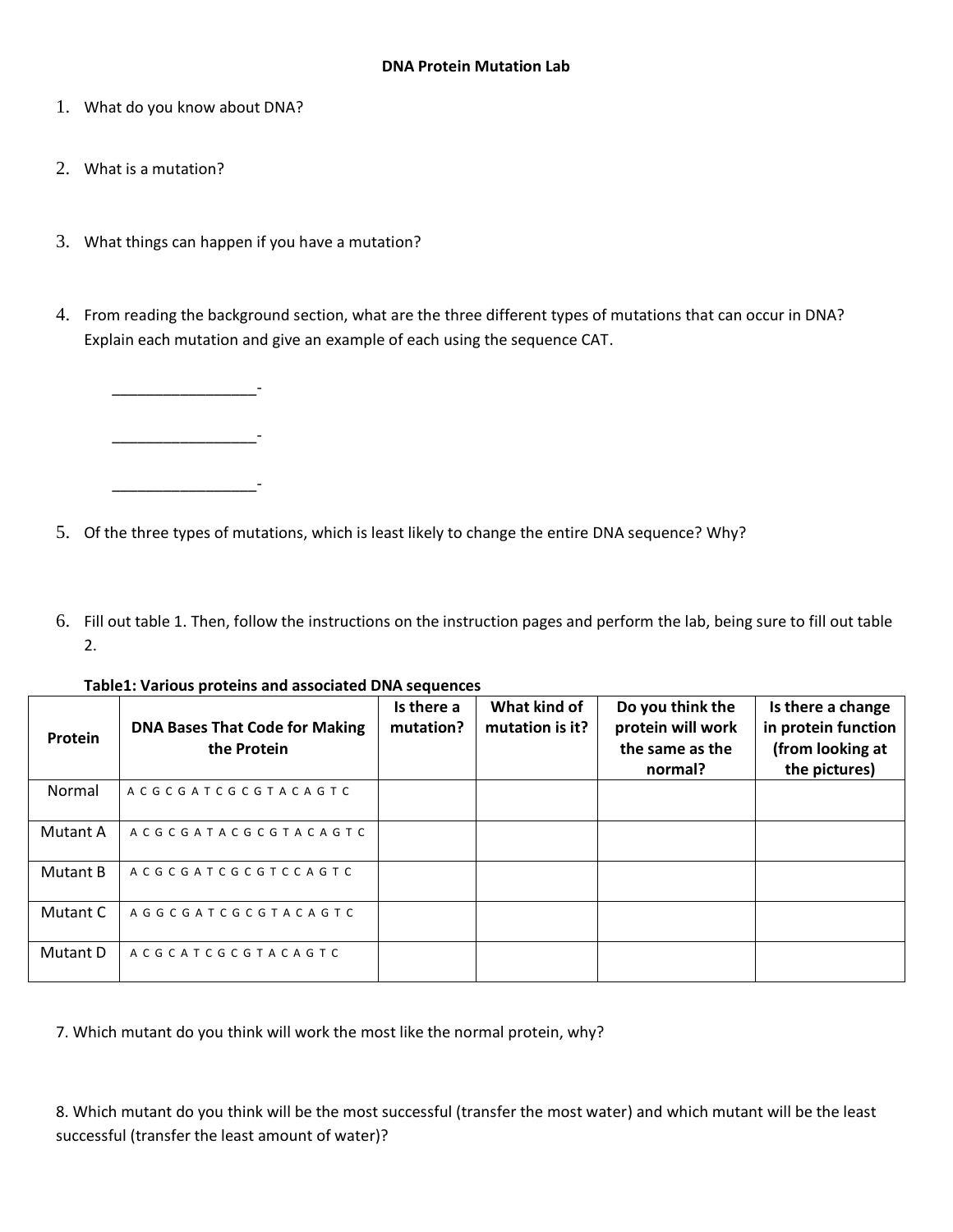# DNA Protein Mutation Lab

1. What do you know about DNA?

2. What is a mutation?

3. What things can happen if you have a mutation?

4. From reading the background section, what are the three different types of mutations that can occur in DNA? Explain each mutation and give an example of each using the sequence CAT.

   _________________-

   _________________-

   _________________-

5. Of the three types of mutations, which is least likely to change the entire DNA sequence? Why?

6. Fill out table 1. Then, follow the instructions on the instruction pages and perform the lab, being sure to fill out table 2.

**Table1: Various proteins and associated DNA sequences**

| Protein | DNA Bases That Code for Making the Protein | Is there a mutation? | What kind of mutation is it? | Do you think the protein will work the same as the normal? | Is there a change in protein function (from looking at the pictures) |
|---|---|---|---|---|---|
| Normal | A C G C G A T C G C G T A C A G T C | | | | |
| Mutant A | A C G C G A T A C G C G T A C A G T C | | | | |
| Mutant B | A C G C G A T C G C G T C C A G T C | | | | |
| Mutant C | A G G C G A T C G C G T A C A G T C | | | | |
| Mutant D | A C G C A T C G C G T A C A G T C | | | | |

7. Which mutant do you think will work the most like the normal protein, why?

8. Which mutant do you think will be the most successful (transfer the most water) and which mutant will be the least successful (transfer the least amount of water)?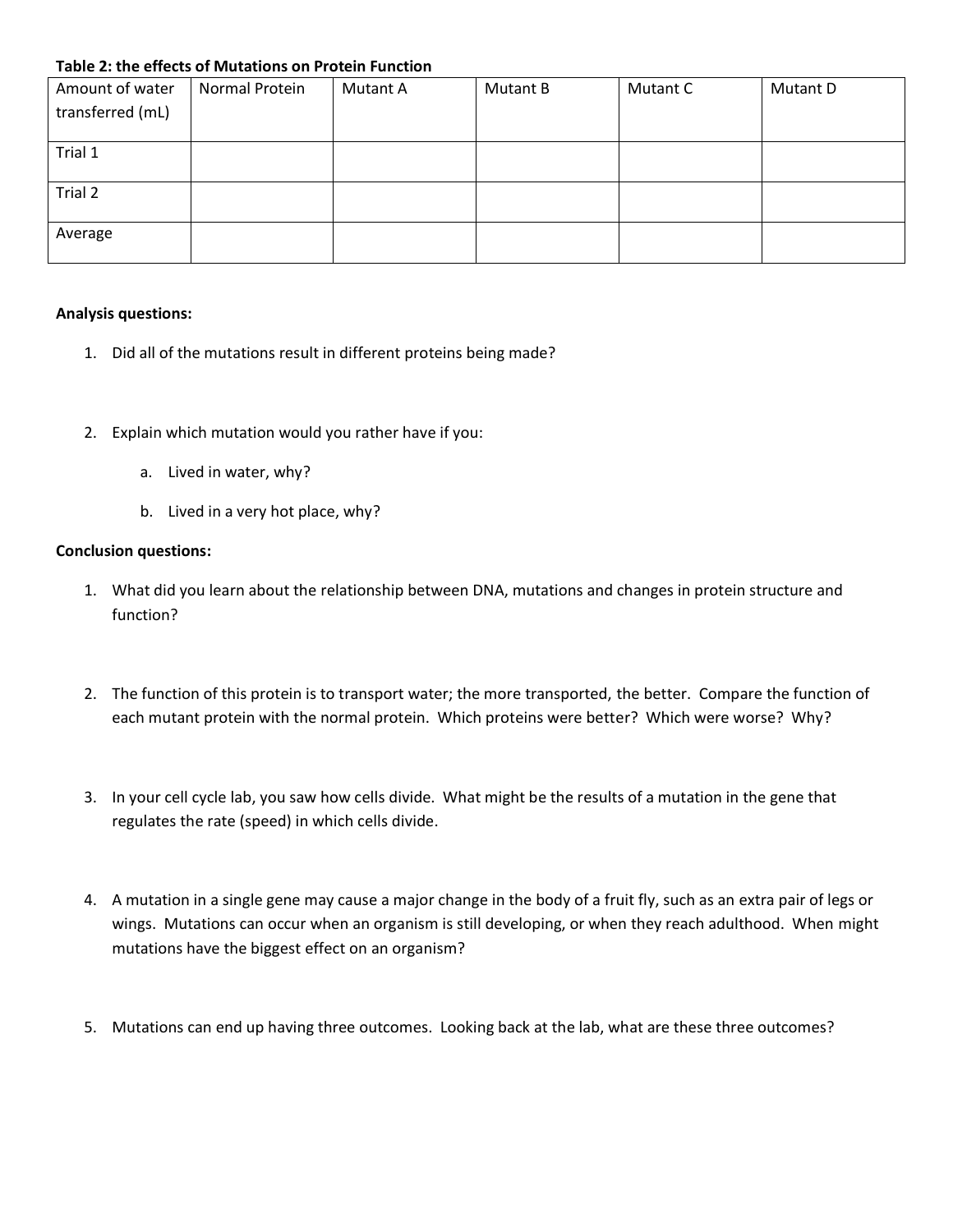**Table 2: the effects of Mutations on Protein Function**

| Amount of water transferred (mL) | Normal Protein | Mutant A | Mutant B | Mutant C | Mutant D |
|---|---|---|---|---|---|
| Trial 1 | | | | | |
| Trial 2 | | | | | |
| Average | | | | | |

**Analysis questions:**

1. Did all of the mutations result in different proteins being made?

2. Explain which mutation would you rather have if you:

   a. Lived in water, why?

   b. Lived in a very hot place, why?

**Conclusion questions:**

1. What did you learn about the relationship between DNA, mutations and changes in protein structure and function?

2. The function of this protein is to transport water; the more transported, the better. Compare the function of each mutant protein with the normal protein. Which proteins were better? Which were worse? Why?

3. In your cell cycle lab, you saw how cells divide. What might be the results of a mutation in the gene that regulates the rate (speed) in which cells divide.

4. A mutation in a single gene may cause a major change in the body of a fruit fly, such as an extra pair of legs or wings. Mutations can occur when an organism is still developing, or when they reach adulthood. When might mutations have the biggest effect on an organism?

5. Mutations can end up having three outcomes. Looking back at the lab, what are these three outcomes?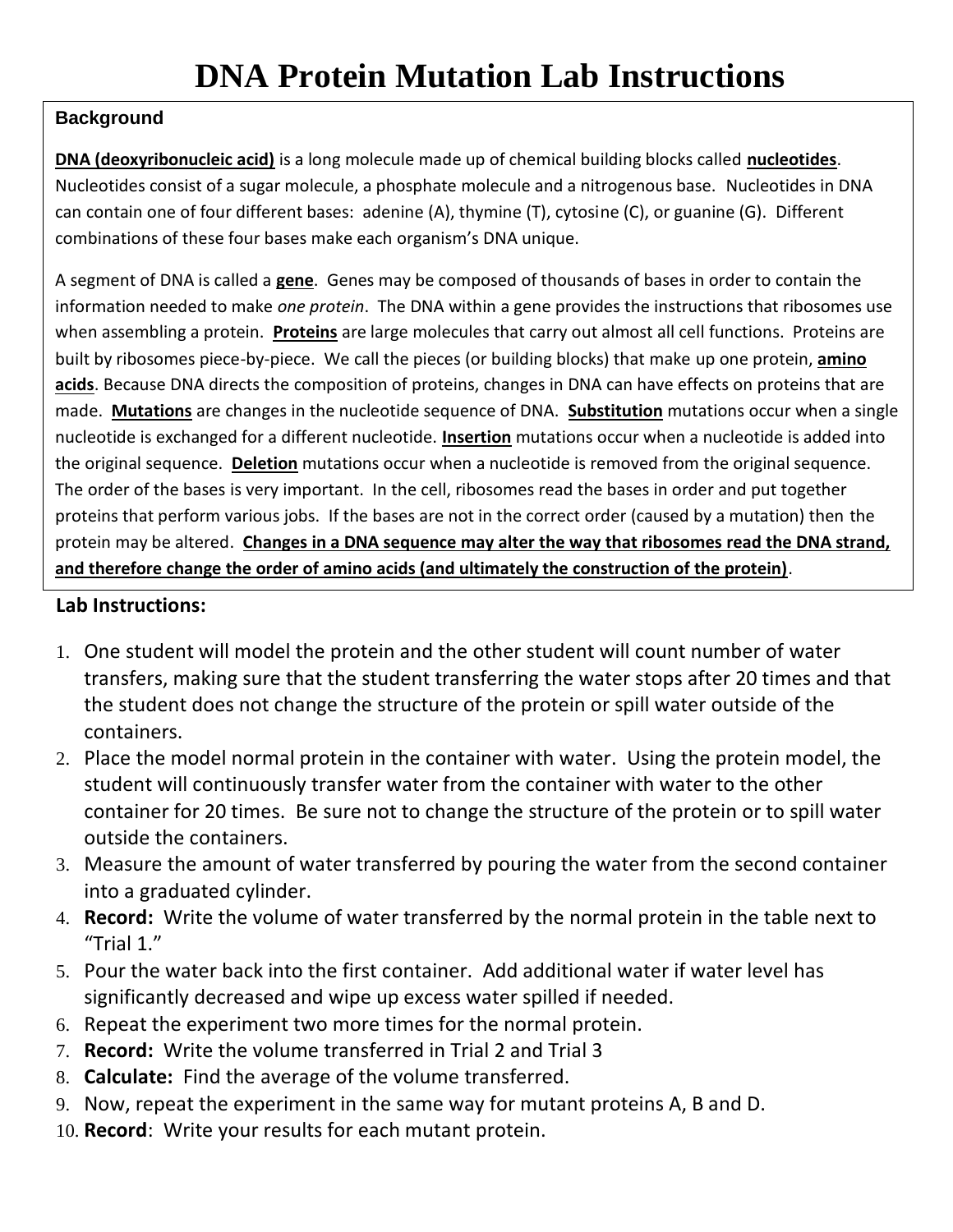# DNA Protein Mutation Lab Instructions

### Background

**DNA (deoxyribonucleic acid)** is a long molecule made up of chemical building blocks called **nucleotides**. Nucleotides consist of a sugar molecule, a phosphate molecule and a nitrogenous base. Nucleotides in DNA can contain one of four different bases: adenine (A), thymine (T), cytosine (C), or guanine (G). Different combinations of these four bases make each organism's DNA unique.

A segment of DNA is called a **gene**. Genes may be composed of thousands of bases in order to contain the information needed to make *one protein*. The DNA within a gene provides the instructions that ribosomes use when assembling a protein. **Proteins** are large molecules that carry out almost all cell functions. Proteins are built by ribosomes piece-by-piece. We call the pieces (or building blocks) that make up one protein, **amino acids**. Because DNA directs the composition of proteins, changes in DNA can have effects on proteins that are made. **Mutations** are changes in the nucleotide sequence of DNA. **Substitution** mutations occur when a single nucleotide is exchanged for a different nucleotide. **Insertion** mutations occur when a nucleotide is added into the original sequence. **Deletion** mutations occur when a nucleotide is removed from the original sequence. The order of the bases is very important. In the cell, ribosomes read the bases in order and put together proteins that perform various jobs. If the bases are not in the correct order (caused by a mutation) then the protein may be altered. **Changes in a DNA sequence may alter the way that ribosomes read the DNA strand, and therefore change the order of amino acids (and ultimately the construction of the protein)**.

### Lab Instructions:

1. One student will model the protein and the other student will count number of water transfers, making sure that the student transferring the water stops after 20 times and that the student does not change the structure of the protein or spill water outside of the containers.
2. Place the model normal protein in the container with water. Using the protein model, the student will continuously transfer water from the container with water to the other container for 20 times. Be sure not to change the structure of the protein or to spill water outside the containers.
3. Measure the amount of water transferred by pouring the water from the second container into a graduated cylinder.
4. **Record:** Write the volume of water transferred by the normal protein in the table next to "Trial 1."
5. Pour the water back into the first container. Add additional water if water level has significantly decreased and wipe up excess water spilled if needed.
6. Repeat the experiment two more times for the normal protein.
7. **Record:** Write the volume transferred in Trial 2 and Trial 3
8. **Calculate:** Find the average of the volume transferred.
9. Now, repeat the experiment in the same way for mutant proteins A, B and D.
10. **Record**: Write your results for each mutant protein.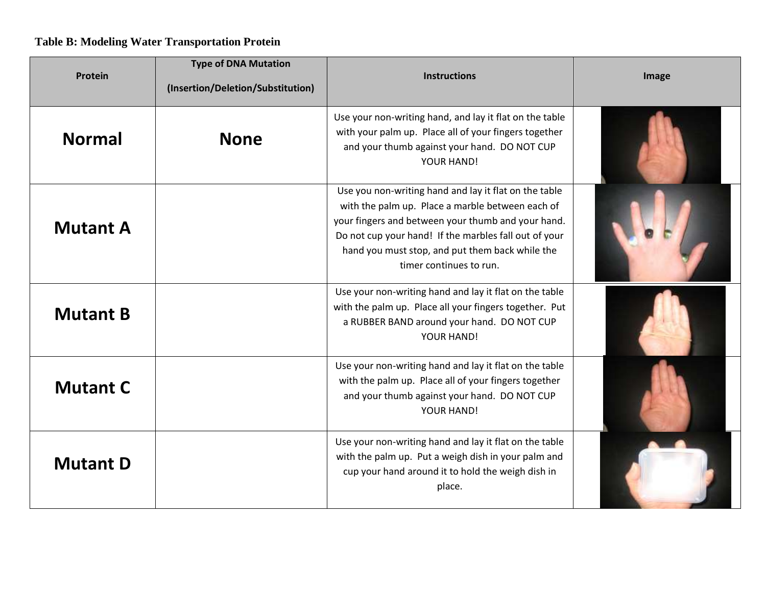**Table B: Modeling Water Transportation Protein**

| Protein | Type of DNA Mutation (Insertion/Deletion/Substitution) | Instructions | Image |
|---|---|---|---|
| **Normal** | **None** | Use your non-writing hand, and lay it flat on the table with your palm up. Place all of your fingers together and your thumb against your hand. DO NOT CUP YOUR HAND! | |
| **Mutant A** | | Use you non-writing hand and lay it flat on the table with the palm up. Place a marble between each of your fingers and between your thumb and your hand. Do not cup your hand! If the marbles fall out of your hand you must stop, and put them back while the timer continues to run. | |
| **Mutant B** | | Use your non-writing hand and lay it flat on the table with the palm up. Place all your fingers together. Put a RUBBER BAND around your hand. DO NOT CUP YOUR HAND! | |
| **Mutant C** | | Use your non-writing hand and lay it flat on the table with the palm up. Place all of your fingers together and your thumb against your hand. DO NOT CUP YOUR HAND! | |
| **Mutant D** | | Use your non-writing hand and lay it flat on the table with the palm up. Put a weigh dish in your palm and cup your hand around it to hold the weigh dish in place. | |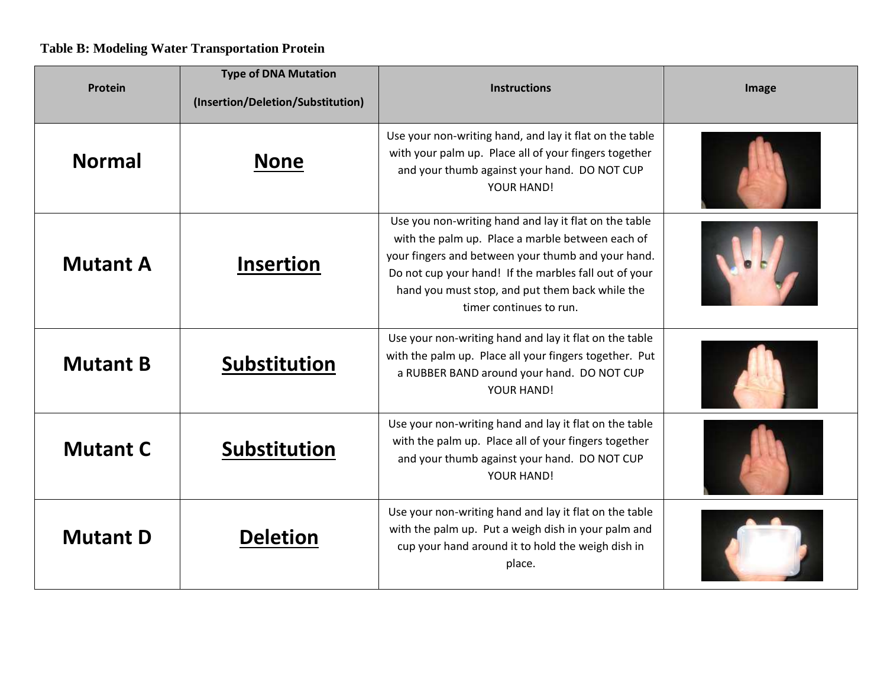**Table B: Modeling Water Transportation Protein**

| Protein | Type of DNA Mutation (Insertion/Deletion/Substitution) | Instructions | Image |
|---|---|---|---|
| **Normal** | **None** | Use your non-writing hand, and lay it flat on the table with your palm up. Place all of your fingers together and your thumb against your hand. DO NOT CUP YOUR HAND! | |
| **Mutant A** | **Insertion** | Use you non-writing hand and lay it flat on the table with the palm up. Place a marble between each of your fingers and between your thumb and your hand. Do not cup your hand! If the marbles fall out of your hand you must stop, and put them back while the timer continues to run. | |
| **Mutant B** | **Substitution** | Use your non-writing hand and lay it flat on the table with the palm up. Place all your fingers together. Put a RUBBER BAND around your hand. DO NOT CUP YOUR HAND! | |
| **Mutant C** | **Substitution** | Use your non-writing hand and lay it flat on the table with the palm up. Place all of your fingers together and your thumb against your hand. DO NOT CUP YOUR HAND! | |
| **Mutant D** | **Deletion** | Use your non-writing hand and lay it flat on the table with the palm up. Put a weigh dish in your palm and cup your hand around it to hold the weigh dish in place. | |